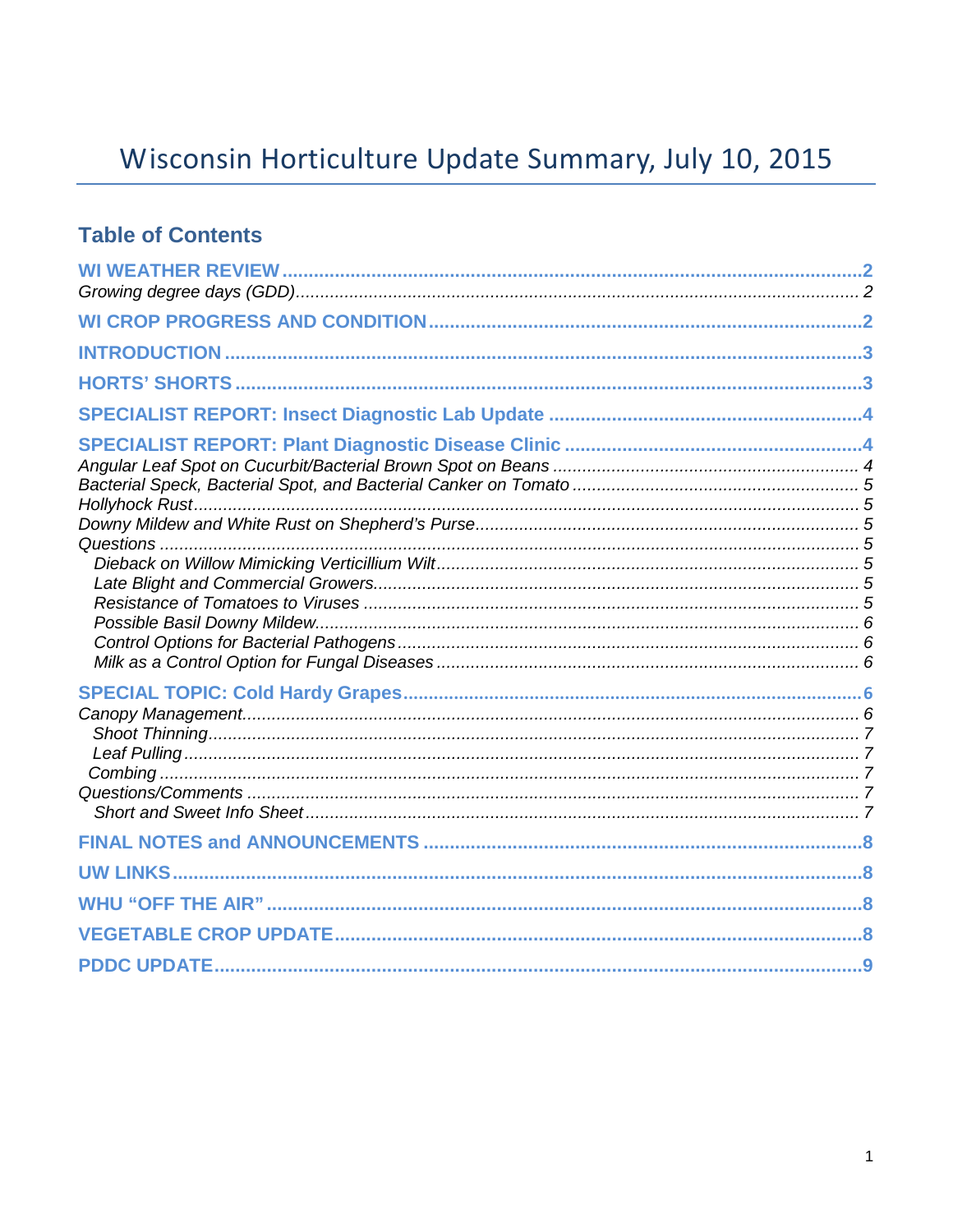# Wisconsin Horticulture Update Summary, July 10, 2015

## Table of Contents

**WI WEATHER REVIEW** ........ 2
*Growing degree days (GDD)* ........ 2

**WI CROP PROGRESS AND CONDITION** ........ 2

**INTRODUCTION** ........ 3

**HORTS' SHORTS** ........ 3

**SPECIALIST REPORT: Insect Diagnostic Lab Update** ........ 4

**SPECIALIST REPORT: Plant Diagnostic Disease Clinic** ........ 4
*Angular Leaf Spot on Cucurbit/Bacterial Brown Spot on Beans* ........ 4
*Bacterial Speck, Bacterial Spot, and Bacterial Canker on Tomato* ........ 5
*Hollyhock Rust* ........ 5
*Downy Mildew and White Rust on Shepherd's Purse* ........ 5
*Questions* ........ 5
- *Dieback on Willow Mimicking Verticillium Wilt* ........ 5
- *Late Blight and Commercial Growers* ........ 5
- *Resistance of Tomatoes to Viruses* ........ 5
- *Possible Basil Downy Mildew* ........ 6
- *Control Options for Bacterial Pathogens* ........ 6
- *Milk as a Control Option for Fungal Diseases* ........ 6

**SPECIAL TOPIC: Cold Hardy Grapes** ........ 6
*Canopy Management* ........ 6
- *Shoot Thinning* ........ 7
- *Leaf Pulling* ........ 7
- *Combing* ........ 7

*Questions/Comments* ........ 7
- *Short and Sweet Info Sheet* ........ 7

**FINAL NOTES and ANNOUNCEMENTS** ........ 8

**UW LINKS** ........ 8

**WHU "OFF THE AIR"** ........ 8

**VEGETABLE CROP UPDATE** ........ 8

**PDDC UPDATE** ........ 9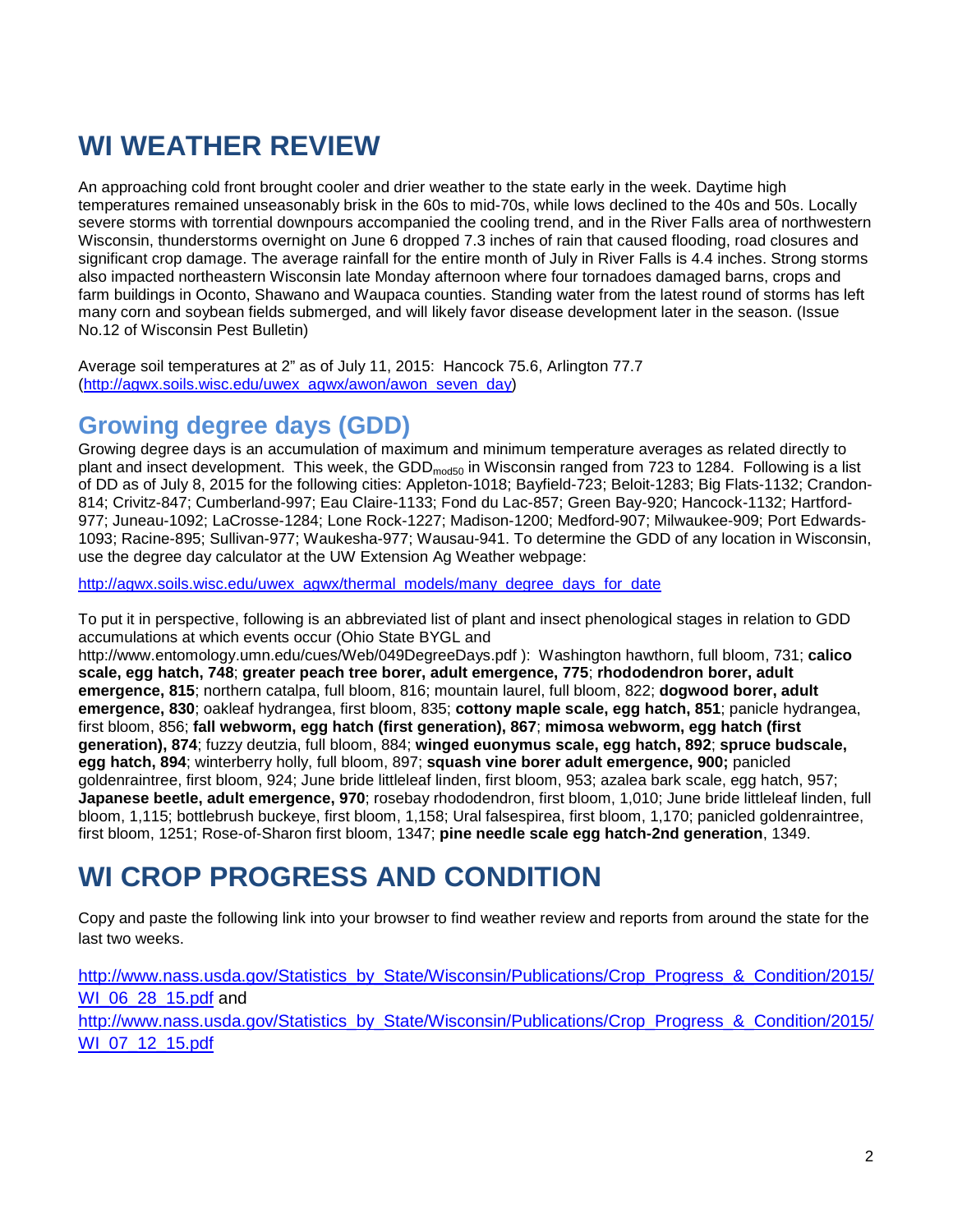# WI WEATHER REVIEW

An approaching cold front brought cooler and drier weather to the state early in the week. Daytime high temperatures remained unseasonably brisk in the 60s to mid-70s, while lows declined to the 40s and 50s. Locally severe storms with torrential downpours accompanied the cooling trend, and in the River Falls area of northwestern Wisconsin, thunderstorms overnight on June 6 dropped 7.3 inches of rain that caused flooding, road closures and significant crop damage. The average rainfall for the entire month of July in River Falls is 4.4 inches. Strong storms also impacted northeastern Wisconsin late Monday afternoon where four tornadoes damaged barns, crops and farm buildings in Oconto, Shawano and Waupaca counties. Standing water from the latest round of storms has left many corn and soybean fields submerged, and will likely favor disease development later in the season. (Issue No.12 of Wisconsin Pest Bulletin)

Average soil temperatures at 2" as of July 11, 2015: Hancock 75.6, Arlington 77.7 (http://agwx.soils.wisc.edu/uwex_agwx/awon/awon_seven_day)

## Growing degree days (GDD)

Growing degree days is an accumulation of maximum and minimum temperature averages as related directly to plant and insect development. This week, the $GDD_{mod50}$ in Wisconsin ranged from 723 to 1284. Following is a list of DD as of July 8, 2015 for the following cities: Appleton-1018; Bayfield-723; Beloit-1283; Big Flats-1132; Crandon-814; Crivitz-847; Cumberland-997; Eau Claire-1133; Fond du Lac-857; Green Bay-920; Hancock-1132; Hartford-977; Juneau-1092; LaCrosse-1284; Lone Rock-1227; Madison-1200; Medford-907; Milwaukee-909; Port Edwards-1093; Racine-895; Sullivan-977; Waukesha-977; Wausau-941. To determine the GDD of any location in Wisconsin, use the degree day calculator at the UW Extension Ag Weather webpage:

http://agwx.soils.wisc.edu/uwex_agwx/thermal_models/many_degree_days_for_date

To put it in perspective, following is an abbreviated list of plant and insect phenological stages in relation to GDD accumulations at which events occur (Ohio State BYGL and http://www.entomology.umn.edu/cues/Web/049DegreeDays.pdf ): Washington hawthorn, full bloom, 731; **calico scale, egg hatch, 748**; **greater peach tree borer, adult emergence, 775**; **rhododendron borer, adult emergence, 815**; northern catalpa, full bloom, 816; mountain laurel, full bloom, 822; **dogwood borer, adult emergence, 830**; oakleaf hydrangea, first bloom, 835; **cottony maple scale, egg hatch, 851**; panicle hydrangea, first bloom, 856; **fall webworm, egg hatch (first generation), 867**; **mimosa webworm, egg hatch (first generation), 874**; fuzzy deutzia, full bloom, 884; **winged euonymus scale, egg hatch, 892**; **spruce budscale, egg hatch, 894**; winterberry holly, full bloom, 897; **squash vine borer adult emergence, 900;** panicled goldenraintree, first bloom, 924; June bride littleleaf linden, first bloom, 953; azalea bark scale, egg hatch, 957; **Japanese beetle, adult emergence, 970**; rosebay rhododendron, first bloom, 1,010; June bride littleleaf linden, full bloom, 1,115; bottlebrush buckeye, first bloom, 1,158; Ural falsespirea, first bloom, 1,170; panicled goldenraintree, first bloom, 1251; Rose-of-Sharon first bloom, 1347; **pine needle scale egg hatch-2nd generation**, 1349.

# WI CROP PROGRESS AND CONDITION

Copy and paste the following link into your browser to find weather review and reports from around the state for the last two weeks.

http://www.nass.usda.gov/Statistics_by_State/Wisconsin/Publications/Crop_Progress_&_Condition/2015/WI_06_28_15.pdf and

http://www.nass.usda.gov/Statistics_by_State/Wisconsin/Publications/Crop_Progress_&_Condition/2015/WI_07_12_15.pdf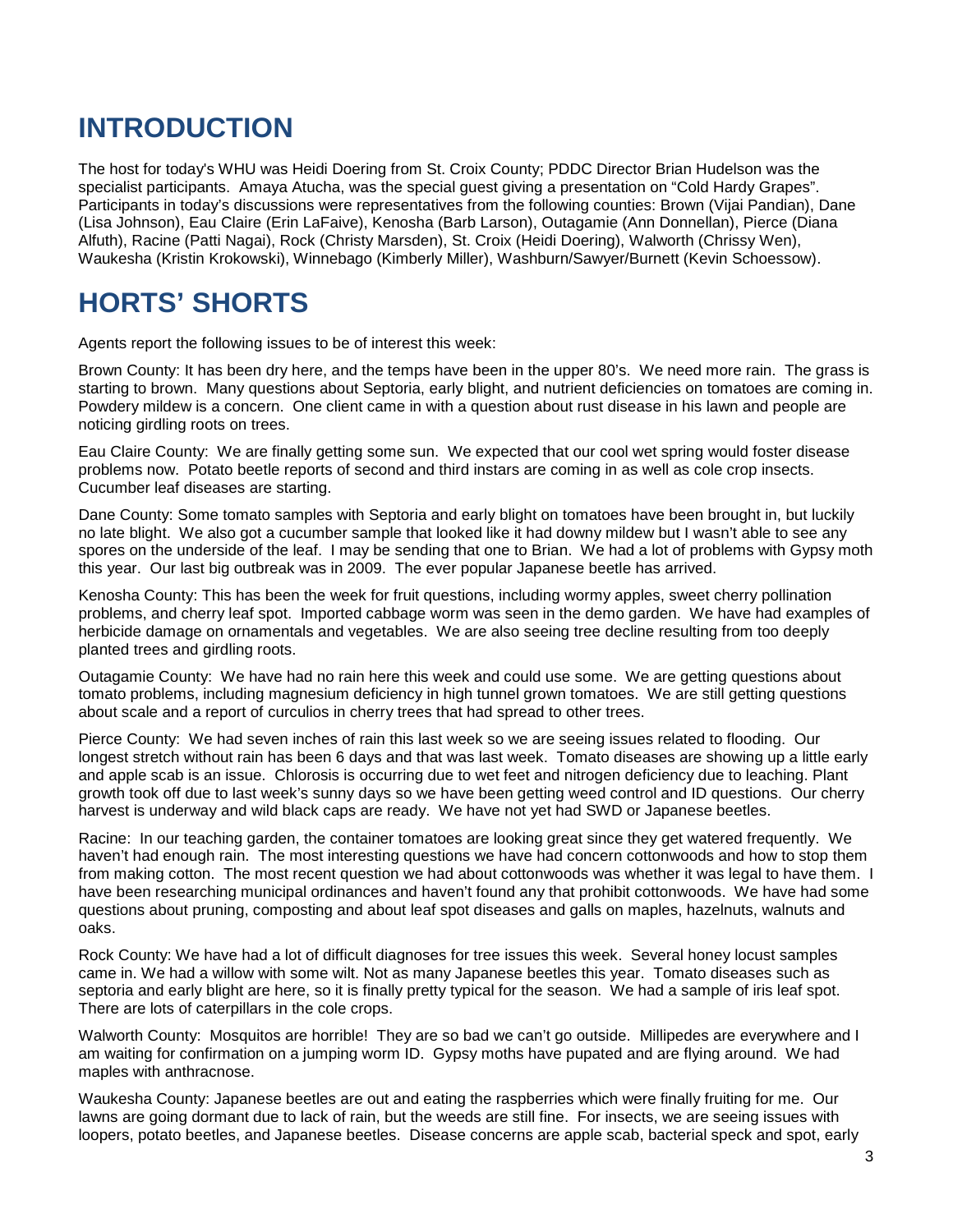# INTRODUCTION

The host for today's WHU was Heidi Doering from St. Croix County; PDDC Director Brian Hudelson was the specialist participants. Amaya Atucha, was the special guest giving a presentation on "Cold Hardy Grapes". Participants in today's discussions were representatives from the following counties: Brown (Vijai Pandian), Dane (Lisa Johnson), Eau Claire (Erin LaFaive), Kenosha (Barb Larson), Outagamie (Ann Donnellan), Pierce (Diana Alfuth), Racine (Patti Nagai), Rock (Christy Marsden), St. Croix (Heidi Doering), Walworth (Chrissy Wen), Waukesha (Kristin Krokowski), Winnebago (Kimberly Miller), Washburn/Sawyer/Burnett (Kevin Schoessow).

# HORTS' SHORTS

Agents report the following issues to be of interest this week:

Brown County: It has been dry here, and the temps have been in the upper 80's. We need more rain. The grass is starting to brown. Many questions about Septoria, early blight, and nutrient deficiencies on tomatoes are coming in. Powdery mildew is a concern. One client came in with a question about rust disease in his lawn and people are noticing girdling roots on trees.

Eau Claire County: We are finally getting some sun. We expected that our cool wet spring would foster disease problems now. Potato beetle reports of second and third instars are coming in as well as cole crop insects. Cucumber leaf diseases are starting.

Dane County: Some tomato samples with Septoria and early blight on tomatoes have been brought in, but luckily no late blight. We also got a cucumber sample that looked like it had downy mildew but I wasn't able to see any spores on the underside of the leaf. I may be sending that one to Brian. We had a lot of problems with Gypsy moth this year. Our last big outbreak was in 2009. The ever popular Japanese beetle has arrived.

Kenosha County: This has been the week for fruit questions, including wormy apples, sweet cherry pollination problems, and cherry leaf spot. Imported cabbage worm was seen in the demo garden. We have had examples of herbicide damage on ornamentals and vegetables. We are also seeing tree decline resulting from too deeply planted trees and girdling roots.

Outagamie County: We have had no rain here this week and could use some. We are getting questions about tomato problems, including magnesium deficiency in high tunnel grown tomatoes. We are still getting questions about scale and a report of curculios in cherry trees that had spread to other trees.

Pierce County: We had seven inches of rain this last week so we are seeing issues related to flooding. Our longest stretch without rain has been 6 days and that was last week. Tomato diseases are showing up a little early and apple scab is an issue. Chlorosis is occurring due to wet feet and nitrogen deficiency due to leaching. Plant growth took off due to last week's sunny days so we have been getting weed control and ID questions. Our cherry harvest is underway and wild black caps are ready. We have not yet had SWD or Japanese beetles.

Racine: In our teaching garden, the container tomatoes are looking great since they get watered frequently. We haven't had enough rain. The most interesting questions we have had concern cottonwoods and how to stop them from making cotton. The most recent question we had about cottonwoods was whether it was legal to have them. I have been researching municipal ordinances and haven't found any that prohibit cottonwoods. We have had some questions about pruning, composting and about leaf spot diseases and galls on maples, hazelnuts, walnuts and oaks.

Rock County: We have had a lot of difficult diagnoses for tree issues this week. Several honey locust samples came in. We had a willow with some wilt. Not as many Japanese beetles this year. Tomato diseases such as septoria and early blight are here, so it is finally pretty typical for the season. We had a sample of iris leaf spot. There are lots of caterpillars in the cole crops.

Walworth County: Mosquitos are horrible! They are so bad we can't go outside. Millipedes are everywhere and I am waiting for confirmation on a jumping worm ID. Gypsy moths have pupated and are flying around. We had maples with anthracnose.

Waukesha County: Japanese beetles are out and eating the raspberries which were finally fruiting for me. Our lawns are going dormant due to lack of rain, but the weeds are still fine. For insects, we are seeing issues with loopers, potato beetles, and Japanese beetles. Disease concerns are apple scab, bacterial speck and spot, early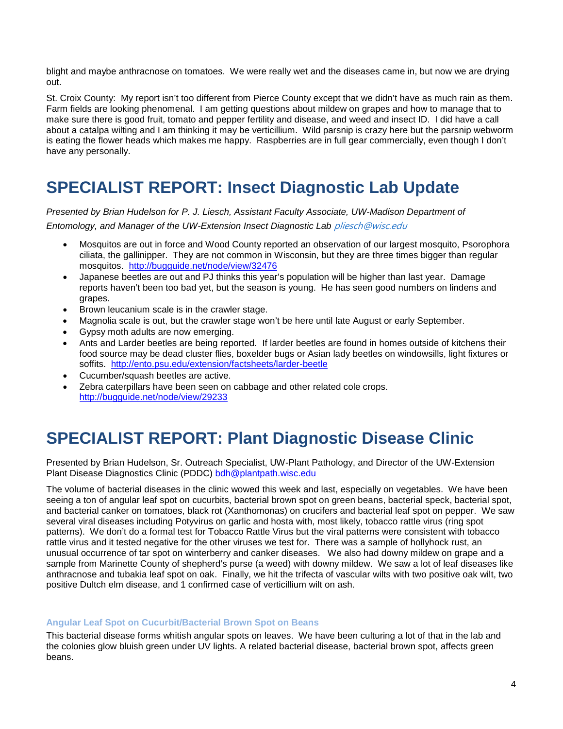blight and maybe anthracnose on tomatoes. We were really wet and the diseases came in, but now we are drying out.

St. Croix County: My report isn't too different from Pierce County except that we didn't have as much rain as them. Farm fields are looking phenomenal. I am getting questions about mildew on grapes and how to manage that to make sure there is good fruit, tomato and pepper fertility and disease, and weed and insect ID. I did have a call about a catalpa wilting and I am thinking it may be verticillium. Wild parsnip is crazy here but the parsnip webworm is eating the flower heads which makes me happy. Raspberries are in full gear commercially, even though I don't have any personally.

# SPECIALIST REPORT: Insect Diagnostic Lab Update

*Presented by Brian Hudelson for P. J. Liesch, Assistant Faculty Associate, UW-Madison Department of Entomology, and Manager of the UW-Extension Insect Diagnostic Lab pliesch@wisc.edu*

- Mosquitos are out in force and Wood County reported an observation of our largest mosquito, Psorophora ciliata, the gallinipper. They are not common in Wisconsin, but they are three times bigger than regular mosquitos. http://bugguide.net/node/view/32476
- Japanese beetles are out and PJ thinks this year's population will be higher than last year. Damage reports haven't been too bad yet, but the season is young. He has seen good numbers on lindens and grapes.
- Brown leucanium scale is in the crawler stage.
- Magnolia scale is out, but the crawler stage won't be here until late August or early September.
- Gypsy moth adults are now emerging.
- Ants and Larder beetles are being reported. If larder beetles are found in homes outside of kitchens their food source may be dead cluster flies, boxelder bugs or Asian lady beetles on windowsills, light fixtures or soffits. http://ento.psu.edu/extension/factsheets/larder-beetle
- Cucumber/squash beetles are active.
- Zebra caterpillars have been seen on cabbage and other related cole crops. http://bugguide.net/node/view/29233

# SPECIALIST REPORT: Plant Diagnostic Disease Clinic

Presented by Brian Hudelson, Sr. Outreach Specialist, UW-Plant Pathology, and Director of the UW-Extension Plant Disease Diagnostics Clinic (PDDC) bdh@plantpath.wisc.edu

The volume of bacterial diseases in the clinic wowed this week and last, especially on vegetables. We have been seeing a ton of angular leaf spot on cucurbits, bacterial brown spot on green beans, bacterial speck, bacterial spot, and bacterial canker on tomatoes, black rot (Xanthomonas) on crucifers and bacterial leaf spot on pepper. We saw several viral diseases including Potyvirus on garlic and hosta with, most likely, tobacco rattle virus (ring spot patterns). We don't do a formal test for Tobacco Rattle Virus but the viral patterns were consistent with tobacco rattle virus and it tested negative for the other viruses we test for. There was a sample of hollyhock rust, an unusual occurrence of tar spot on winterberry and canker diseases. We also had downy mildew on grape and a sample from Marinette County of shepherd's purse (a weed) with downy mildew. We saw a lot of leaf diseases like anthracnose and tubakia leaf spot on oak. Finally, we hit the trifecta of vascular wilts with two positive oak wilt, two positive Dultch elm disease, and 1 confirmed case of verticillium wilt on ash.

### Angular Leaf Spot on Cucurbit/Bacterial Brown Spot on Beans

This bacterial disease forms whitish angular spots on leaves. We have been culturing a lot of that in the lab and the colonies glow bluish green under UV lights. A related bacterial disease, bacterial brown spot, affects green beans.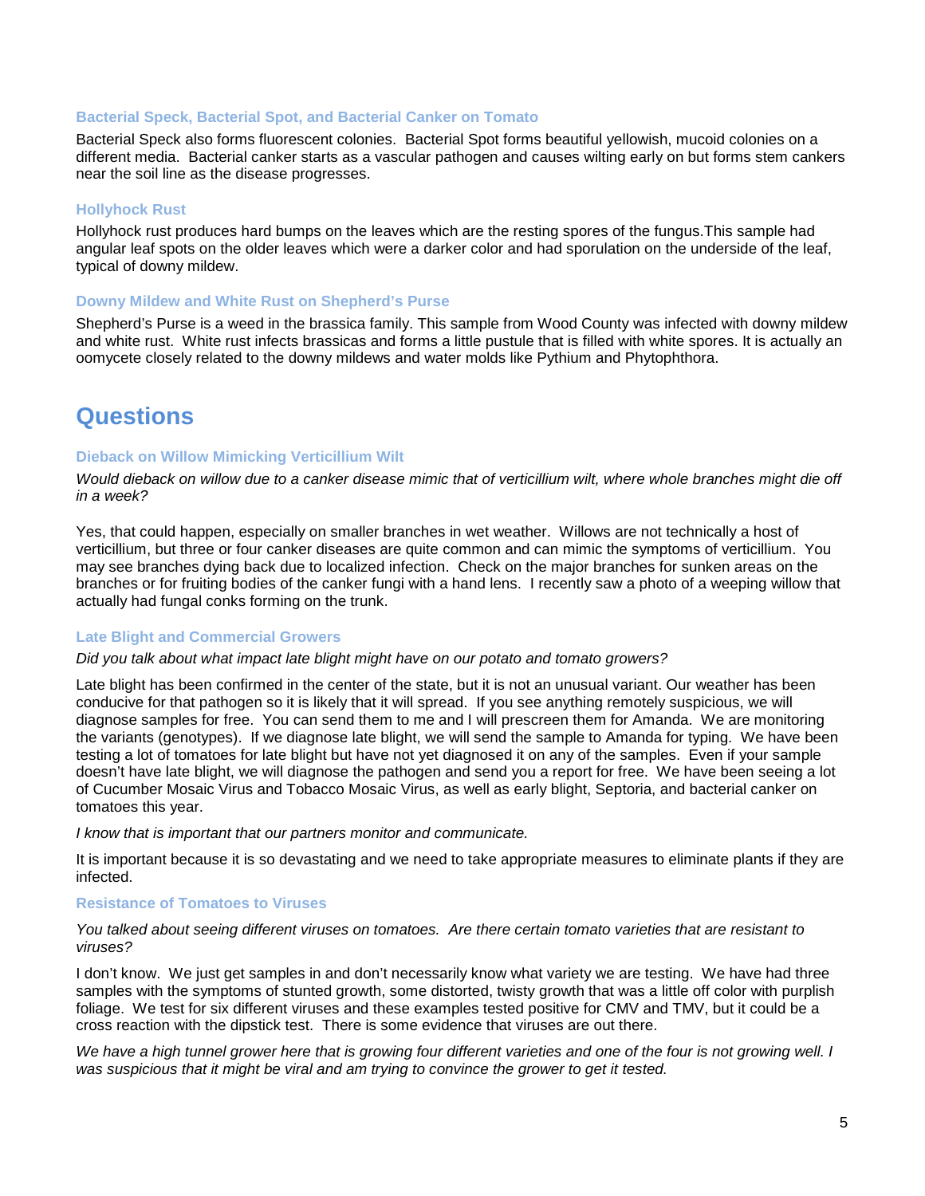### Bacterial Speck, Bacterial Spot, and Bacterial Canker on Tomato

Bacterial Speck also forms fluorescent colonies. Bacterial Spot forms beautiful yellowish, mucoid colonies on a different media. Bacterial canker starts as a vascular pathogen and causes wilting early on but forms stem cankers near the soil line as the disease progresses.

### Hollyhock Rust

Hollyhock rust produces hard bumps on the leaves which are the resting spores of the fungus.This sample had angular leaf spots on the older leaves which were a darker color and had sporulation on the underside of the leaf, typical of downy mildew.

### Downy Mildew and White Rust on Shepherd's Purse

Shepherd's Purse is a weed in the brassica family. This sample from Wood County was infected with downy mildew and white rust. White rust infects brassicas and forms a little pustule that is filled with white spores. It is actually an oomycete closely related to the downy mildews and water molds like Pythium and Phytophthora.

## Questions

### Dieback on Willow Mimicking Verticillium Wilt

*Would dieback on willow due to a canker disease mimic that of verticillium wilt, where whole branches might die off in a week?*

Yes, that could happen, especially on smaller branches in wet weather. Willows are not technically a host of verticillium, but three or four canker diseases are quite common and can mimic the symptoms of verticillium. You may see branches dying back due to localized infection. Check on the major branches for sunken areas on the branches or for fruiting bodies of the canker fungi with a hand lens. I recently saw a photo of a weeping willow that actually had fungal conks forming on the trunk.

### Late Blight and Commercial Growers

*Did you talk about what impact late blight might have on our potato and tomato growers?*

Late blight has been confirmed in the center of the state, but it is not an unusual variant. Our weather has been conducive for that pathogen so it is likely that it will spread. If you see anything remotely suspicious, we will diagnose samples for free. You can send them to me and I will prescreen them for Amanda. We are monitoring the variants (genotypes). If we diagnose late blight, we will send the sample to Amanda for typing. We have been testing a lot of tomatoes for late blight but have not yet diagnosed it on any of the samples. Even if your sample doesn't have late blight, we will diagnose the pathogen and send you a report for free. We have been seeing a lot of Cucumber Mosaic Virus and Tobacco Mosaic Virus, as well as early blight, Septoria, and bacterial canker on tomatoes this year.

*I know that is important that our partners monitor and communicate.*

It is important because it is so devastating and we need to take appropriate measures to eliminate plants if they are infected.

### Resistance of Tomatoes to Viruses

*You talked about seeing different viruses on tomatoes. Are there certain tomato varieties that are resistant to viruses?*

I don't know. We just get samples in and don't necessarily know what variety we are testing. We have had three samples with the symptoms of stunted growth, some distorted, twisty growth that was a little off color with purplish foliage. We test for six different viruses and these examples tested positive for CMV and TMV, but it could be a cross reaction with the dipstick test. There is some evidence that viruses are out there.

*We have a high tunnel grower here that is growing four different varieties and one of the four is not growing well. I was suspicious that it might be viral and am trying to convince the grower to get it tested.*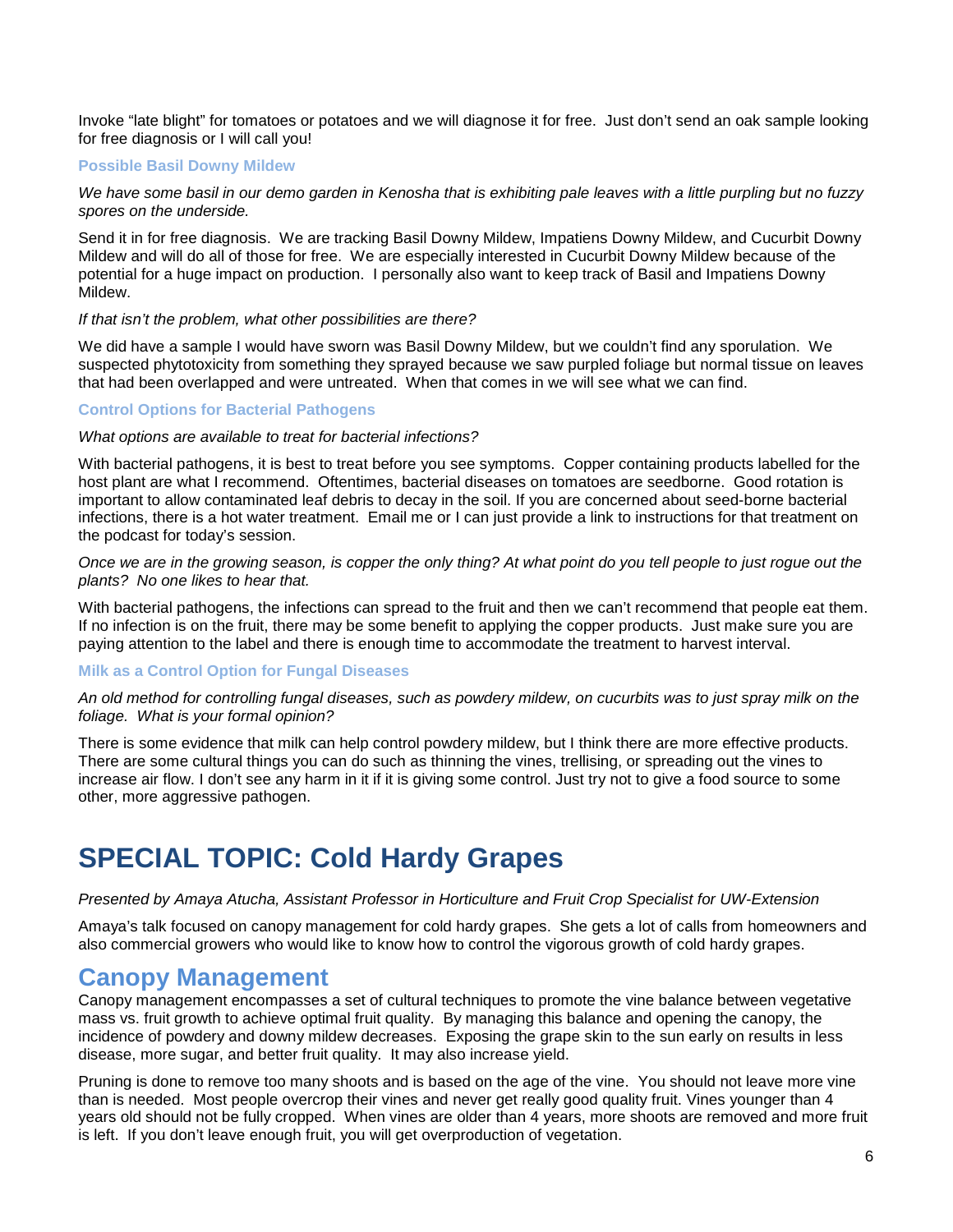Invoke "late blight" for tomatoes or potatoes and we will diagnose it for free. Just don't send an oak sample looking for free diagnosis or I will call you!

### Possible Basil Downy Mildew

*We have some basil in our demo garden in Kenosha that is exhibiting pale leaves with a little purpling but no fuzzy spores on the underside.*

Send it in for free diagnosis. We are tracking Basil Downy Mildew, Impatiens Downy Mildew, and Cucurbit Downy Mildew and will do all of those for free. We are especially interested in Cucurbit Downy Mildew because of the potential for a huge impact on production. I personally also want to keep track of Basil and Impatiens Downy Mildew.

*If that isn't the problem, what other possibilities are there?*

We did have a sample I would have sworn was Basil Downy Mildew, but we couldn't find any sporulation. We suspected phytotoxicity from something they sprayed because we saw purpled foliage but normal tissue on leaves that had been overlapped and were untreated. When that comes in we will see what we can find.

### Control Options for Bacterial Pathogens

*What options are available to treat for bacterial infections?*

With bacterial pathogens, it is best to treat before you see symptoms. Copper containing products labelled for the host plant are what I recommend. Oftentimes, bacterial diseases on tomatoes are seedborne. Good rotation is important to allow contaminated leaf debris to decay in the soil. If you are concerned about seed-borne bacterial infections, there is a hot water treatment. Email me or I can just provide a link to instructions for that treatment on the podcast for today's session.

*Once we are in the growing season, is copper the only thing? At what point do you tell people to just rogue out the plants? No one likes to hear that.*

With bacterial pathogens, the infections can spread to the fruit and then we can't recommend that people eat them. If no infection is on the fruit, there may be some benefit to applying the copper products. Just make sure you are paying attention to the label and there is enough time to accommodate the treatment to harvest interval.

### Milk as a Control Option for Fungal Diseases

*An old method for controlling fungal diseases, such as powdery mildew, on cucurbits was to just spray milk on the foliage. What is your formal opinion?*

There is some evidence that milk can help control powdery mildew, but I think there are more effective products. There are some cultural things you can do such as thinning the vines, trellising, or spreading out the vines to increase air flow. I don't see any harm in it if it is giving some control. Just try not to give a food source to some other, more aggressive pathogen.

# SPECIAL TOPIC: Cold Hardy Grapes

*Presented by Amaya Atucha, Assistant Professor in Horticulture and Fruit Crop Specialist for UW-Extension*

Amaya's talk focused on canopy management for cold hardy grapes. She gets a lot of calls from homeowners and also commercial growers who would like to know how to control the vigorous growth of cold hardy grapes.

## Canopy Management

Canopy management encompasses a set of cultural techniques to promote the vine balance between vegetative mass vs. fruit growth to achieve optimal fruit quality. By managing this balance and opening the canopy, the incidence of powdery and downy mildew decreases. Exposing the grape skin to the sun early on results in less disease, more sugar, and better fruit quality. It may also increase yield.

Pruning is done to remove too many shoots and is based on the age of the vine. You should not leave more vine than is needed. Most people overcrop their vines and never get really good quality fruit. Vines younger than 4 years old should not be fully cropped. When vines are older than 4 years, more shoots are removed and more fruit is left. If you don't leave enough fruit, you will get overproduction of vegetation.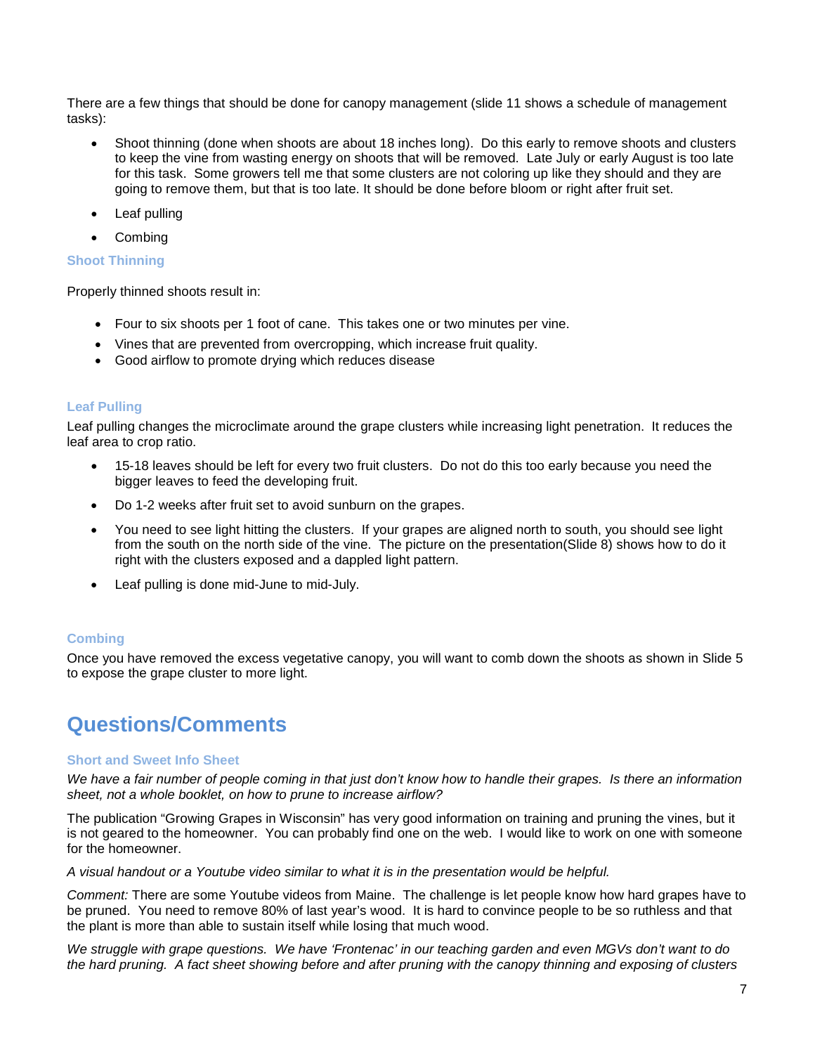There are a few things that should be done for canopy management (slide 11 shows a schedule of management tasks):

- Shoot thinning (done when shoots are about 18 inches long). Do this early to remove shoots and clusters to keep the vine from wasting energy on shoots that will be removed. Late July or early August is too late for this task. Some growers tell me that some clusters are not coloring up like they should and they are going to remove them, but that is too late. It should be done before bloom or right after fruit set.
- Leaf pulling
- Combing

### Shoot Thinning

Properly thinned shoots result in:

- Four to six shoots per 1 foot of cane. This takes one or two minutes per vine.
- Vines that are prevented from overcropping, which increase fruit quality.
- Good airflow to promote drying which reduces disease

### Leaf Pulling

Leaf pulling changes the microclimate around the grape clusters while increasing light penetration. It reduces the leaf area to crop ratio.

- 15-18 leaves should be left for every two fruit clusters. Do not do this too early because you need the bigger leaves to feed the developing fruit.
- Do 1-2 weeks after fruit set to avoid sunburn on the grapes.
- You need to see light hitting the clusters. If your grapes are aligned north to south, you should see light from the south on the north side of the vine. The picture on the presentation(Slide 8) shows how to do it right with the clusters exposed and a dappled light pattern.
- Leaf pulling is done mid-June to mid-July.

### Combing

Once you have removed the excess vegetative canopy, you will want to comb down the shoots as shown in Slide 5 to expose the grape cluster to more light.

## Questions/Comments

### Short and Sweet Info Sheet

*We have a fair number of people coming in that just don't know how to handle their grapes. Is there an information sheet, not a whole booklet, on how to prune to increase airflow?*

The publication "Growing Grapes in Wisconsin" has very good information on training and pruning the vines, but it is not geared to the homeowner. You can probably find one on the web. I would like to work on one with someone for the homeowner.

*A visual handout or a Youtube video similar to what it is in the presentation would be helpful.*

*Comment:* There are some Youtube videos from Maine. The challenge is let people know how hard grapes have to be pruned. You need to remove 80% of last year's wood. It is hard to convince people to be so ruthless and that the plant is more than able to sustain itself while losing that much wood.

*We struggle with grape questions. We have 'Frontenac' in our teaching garden and even MGVs don't want to do the hard pruning. A fact sheet showing before and after pruning with the canopy thinning and exposing of clusters*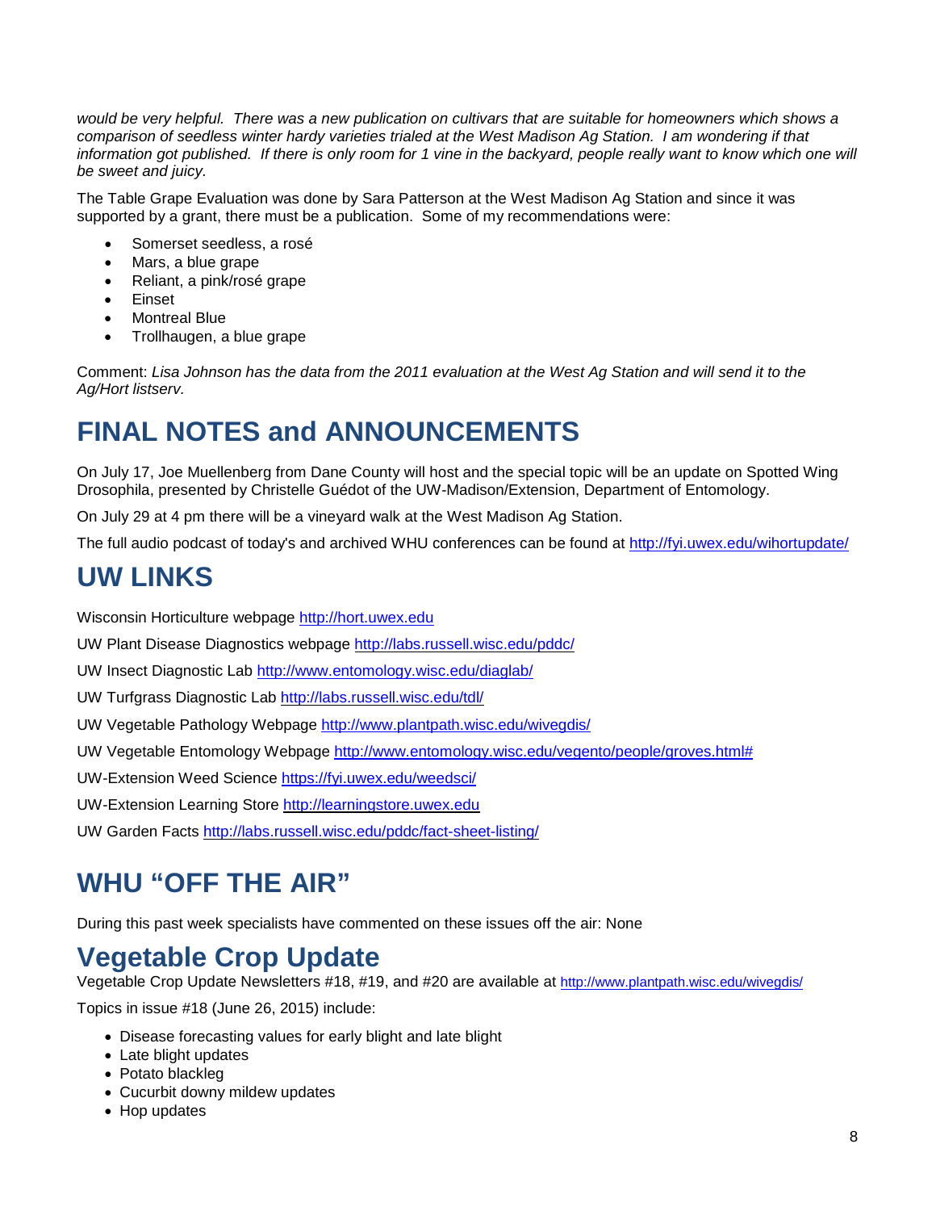*would be very helpful. There was a new publication on cultivars that are suitable for homeowners which shows a comparison of seedless winter hardy varieties trialed at the West Madison Ag Station. I am wondering if that information got published. If there is only room for 1 vine in the backyard, people really want to know which one will be sweet and juicy.*

The Table Grape Evaluation was done by Sara Patterson at the West Madison Ag Station and since it was supported by a grant, there must be a publication. Some of my recommendations were:

- Somerset seedless, a rosé
- Mars, a blue grape
- Reliant, a pink/rosé grape
- Einset
- Montreal Blue
- Trollhaugen, a blue grape

Comment: *Lisa Johnson has the data from the 2011 evaluation at the West Ag Station and will send it to the Ag/Hort listserv.*

# FINAL NOTES and ANNOUNCEMENTS

On July 17, Joe Muellenberg from Dane County will host and the special topic will be an update on Spotted Wing Drosophila, presented by Christelle Guédot of the UW-Madison/Extension, Department of Entomology.

On July 29 at 4 pm there will be a vineyard walk at the West Madison Ag Station.

The full audio podcast of today's and archived WHU conferences can be found at http://fyi.uwex.edu/wihortupdate/

# UW LINKS

Wisconsin Horticulture webpage http://hort.uwex.edu

UW Plant Disease Diagnostics webpage http://labs.russell.wisc.edu/pddc/

UW Insect Diagnostic Lab http://www.entomology.wisc.edu/diaglab/

UW Turfgrass Diagnostic Lab http://labs.russell.wisc.edu/tdl/

UW Vegetable Pathology Webpage http://www.plantpath.wisc.edu/wivegdis/

UW Vegetable Entomology Webpage http://www.entomology.wisc.edu/vegento/people/groves.html#

UW-Extension Weed Science https://fyi.uwex.edu/weedsci/

UW-Extension Learning Store http://learningstore.uwex.edu

UW Garden Facts http://labs.russell.wisc.edu/pddc/fact-sheet-listing/

# WHU "OFF THE AIR"

During this past week specialists have commented on these issues off the air: None

# Vegetable Crop Update

Vegetable Crop Update Newsletters #18, #19, and #20 are available at http://www.plantpath.wisc.edu/wivegdis/

Topics in issue #18 (June 26, 2015) include:

- Disease forecasting values for early blight and late blight
- Late blight updates
- Potato blackleg
- Cucurbit downy mildew updates
- Hop updates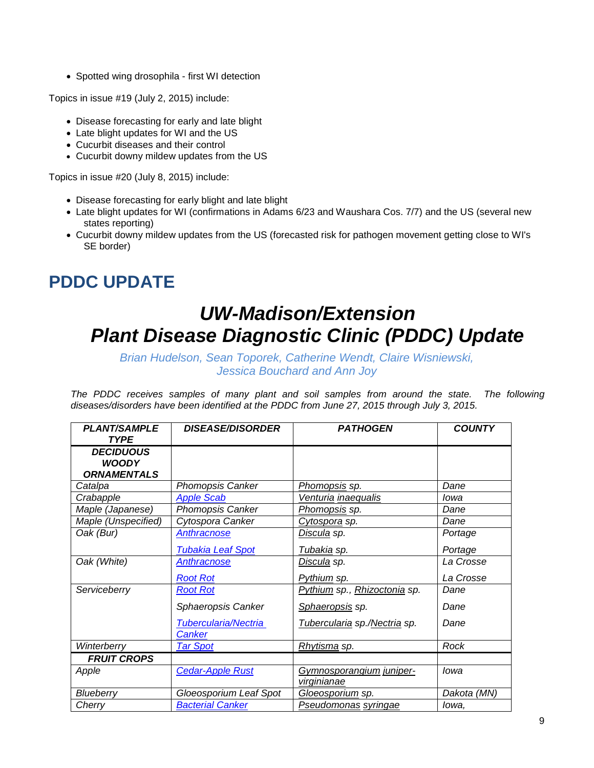- Spotted wing drosophila - first WI detection

Topics in issue #19 (July 2, 2015) include:

- Disease forecasting for early and late blight
- Late blight updates for WI and the US
- Cucurbit diseases and their control
- Cucurbit downy mildew updates from the US

Topics in issue #20 (July 8, 2015) include:

- Disease forecasting for early blight and late blight
- Late blight updates for WI (confirmations in Adams 6/23 and Waushara Cos. 7/7) and the US (several new states reporting)
- Cucurbit downy mildew updates from the US (forecasted risk for pathogen movement getting close to WI's SE border)

## PDDC UPDATE

# *UW-Madison/Extension Plant Disease Diagnostic Clinic (PDDC) Update*

*Brian Hudelson, Sean Toporek, Catherine Wendt, Claire Wisniewski, Jessica Bouchard and Ann Joy*

*The PDDC receives samples of many plant and soil samples from around the state. The following diseases/disorders have been identified at the PDDC from June 27, 2015 through July 3, 2015.*

| PLANT/SAMPLE TYPE | DISEASE/DISORDER | PATHOGEN | COUNTY |
|---|---|---|---|
| **DECIDUOUS WOODY ORNAMENTALS** | | | |
| Catalpa | Phomopsis Canker | Phomopsis sp. | Dane |
| Crabapple | Apple Scab | Venturia inaequalis | Iowa |
| Maple (Japanese) | Phomopsis Canker | Phomopsis sp. | Dane |
| Maple (Unspecified) | Cytospora Canker | Cytospora sp. | Dane |
| Oak (Bur) | Anthracnose | Discula sp. | Portage |
| | Tubakia Leaf Spot | Tubakia sp. | Portage |
| Oak (White) | Anthracnose | Discula sp. | La Crosse |
| | Root Rot | Pythium sp. | La Crosse |
| Serviceberry | Root Rot | Pythium sp., Rhizoctonia sp. | Dane |
| | Sphaeropsis Canker | Sphaeropsis sp. | Dane |
| | Tubercularia/Nectria Canker | Tubercularia sp./Nectria sp. | Dane |
| Winterberry | Tar Spot | Rhytisma sp. | Rock |
| **FRUIT CROPS** | | | |
| Apple | Cedar-Apple Rust | Gymnosporangium juniper-virginianae | Iowa |
| Blueberry | Gloeosporium Leaf Spot | Gloeosporium sp. | Dakota (MN) |
| Cherry | Bacterial Canker | Pseudomonas syringae | Iowa, |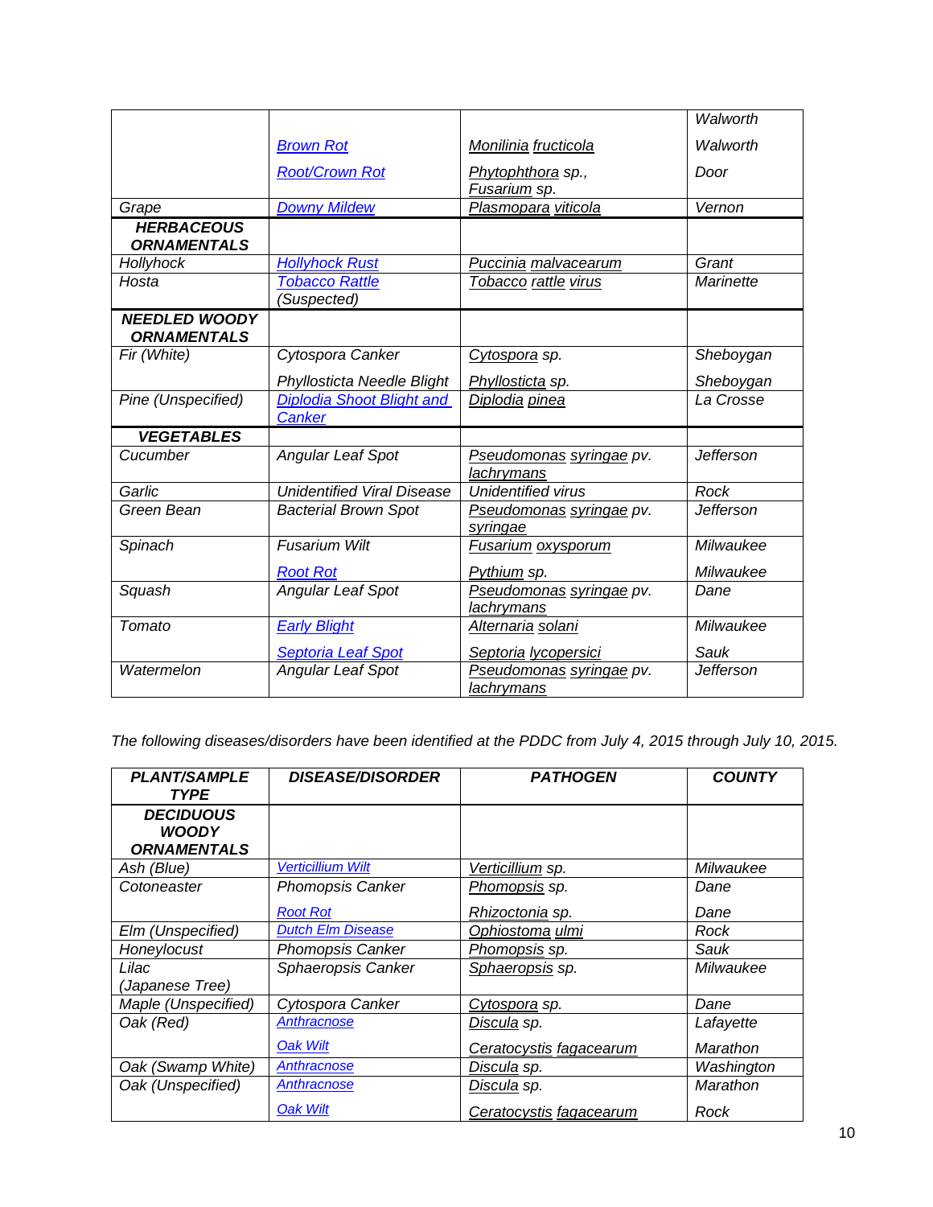| | | | Walworth |
|---|---|---|---|
| | Brown Rot | *Monilinia fructicola* | Walworth |
| | Root/Crown Rot | *Phytophthora* sp., *Fusarium* sp. | Door |
| Grape | Downy Mildew | *Plasmopara viticola* | Vernon |
| **HERBACEOUS ORNAMENTALS** | | | |
| Hollyhock | Hollyhock Rust | *Puccinia malvacearum* | Grant |
| Hosta | Tobacco Rattle (Suspected) | *Tobacco rattle virus* | Marinette |
| **NEEDLED WOODY ORNAMENTALS** | | | |
| Fir (White) | Cytospora Canker | *Cytospora* sp. | Sheboygan |
| | Phyllosticta Needle Blight | *Phyllosticta* sp. | Sheboygan |
| Pine (Unspecified) | Diplodia Shoot Blight and Canker | *Diplodia pinea* | La Crosse |
| **VEGETABLES** | | | |
| Cucumber | Angular Leaf Spot | *Pseudomonas syringae* pv. *lachrymans* | Jefferson |
| Garlic | Unidentified Viral Disease | Unidentified virus | Rock |
| Green Bean | Bacterial Brown Spot | *Pseudomonas syringae* pv. *syringae* | Jefferson |
| Spinach | Fusarium Wilt | *Fusarium oxysporum* | Milwaukee |
| | Root Rot | *Pythium* sp. | Milwaukee |
| Squash | Angular Leaf Spot | *Pseudomonas syringae* pv. *lachrymans* | Dane |
| Tomato | Early Blight | *Alternaria solani* | Milwaukee |
| | Septoria Leaf Spot | *Septoria lycopersici* | Sauk |
| Watermelon | Angular Leaf Spot | *Pseudomonas syringae* pv. *lachrymans* | Jefferson |

*The following diseases/disorders have been identified at the PDDC from July 4, 2015 through July 10, 2015.*

| PLANT/SAMPLE TYPE | DISEASE/DISORDER | PATHOGEN | COUNTY |
|---|---|---|---|
| **DECIDUOUS WOODY ORNAMENTALS** | | | |
| Ash (Blue) | Verticillium Wilt | *Verticillium* sp. | Milwaukee |
| Cotoneaster | Phomopsis Canker | *Phomopsis* sp. | Dane |
| | Root Rot | *Rhizoctonia* sp. | Dane |
| Elm (Unspecified) | Dutch Elm Disease | *Ophiostoma ulmi* | Rock |
| Honeylocust | Phomopsis Canker | *Phomopsis* sp. | Sauk |
| Lilac (Japanese Tree) | Sphaeropsis Canker | *Sphaeropsis* sp. | Milwaukee |
| Maple (Unspecified) | Cytospora Canker | *Cytospora* sp. | Dane |
| Oak (Red) | Anthracnose | *Discula* sp. | Lafayette |
| | Oak Wilt | *Ceratocystis fagacearum* | Marathon |
| Oak (Swamp White) | Anthracnose | *Discula* sp. | Washington |
| Oak (Unspecified) | Anthracnose | *Discula* sp. | Marathon |
| | Oak Wilt | *Ceratocystis fagacearum* | Rock |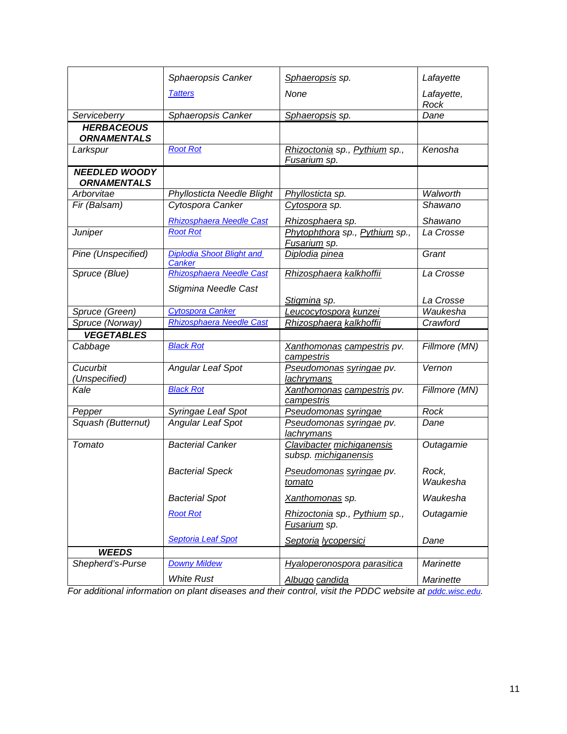| | | | |
|---|---|---|---|
| | Sphaeropsis Canker | Sphaeropsis sp. | Lafayette |
| | Tatters | None | Lafayette, Rock |
| Serviceberry | Sphaeropsis Canker | Sphaeropsis sp. | Dane |
| **HERBACEOUS ORNAMENTALS** | | | |
| Larkspur | Root Rot | Rhizoctonia sp., Pythium sp., Fusarium sp. | Kenosha |
| **NEEDLED WOODY ORNAMENTALS** | | | |
| Arborvitae | Phyllosticta Needle Blight | Phyllosticta sp. | Walworth |
| Fir (Balsam) | Cytospora Canker | Cytospora sp. | Shawano |
| | Rhizosphaera Needle Cast | Rhizosphaera sp. | Shawano |
| Juniper | Root Rot | Phytophthora sp., Pythium sp., Fusarium sp. | La Crosse |
| Pine (Unspecified) | Diplodia Shoot Blight and Canker | Diplodia pinea | Grant |
| Spruce (Blue) | Rhizosphaera Needle Cast | Rhizosphaera kalkhoffii | La Crosse |
| | Stigmina Needle Cast | Stigmina sp. | La Crosse |
| Spruce (Green) | Cytospora Canker | Leucocytospora kunzei | Waukesha |
| Spruce (Norway) | Rhizosphaera Needle Cast | Rhizosphaera kalkhoffii | Crawford |
| **VEGETABLES** | | | |
| Cabbage | Black Rot | Xanthomonas campestris pv. campestris | Fillmore (MN) |
| Cucurbit (Unspecified) | Angular Leaf Spot | Pseudomonas syringae pv. lachrymans | Vernon |
| Kale | Black Rot | Xanthomonas campestris pv. campestris | Fillmore (MN) |
| Pepper | Syringae Leaf Spot | Pseudomonas syringae | Rock |
| Squash (Butternut) | Angular Leaf Spot | Pseudomonas syringae pv. lachrymans | Dane |
| Tomato | Bacterial Canker | Clavibacter michiganensis subsp. michiganensis | Outagamie |
| | Bacterial Speck | Pseudomonas syringae pv. tomato | Rock, Waukesha |
| | Bacterial Spot | Xanthomonas sp. | Waukesha |
| | Root Rot | Rhizoctonia sp., Pythium sp., Fusarium sp. | Outagamie |
| | Septoria Leaf Spot | Septoria lycopersici | Dane |
| **WEEDS** | | | |
| Shepherd's-Purse | Downy Mildew | Hyaloperonospora parasitica | Marinette |
| | White Rust | Albugo candida | Marinette |

*For additional information on plant diseases and their control, visit the PDDC website at pddc.wisc.edu.*